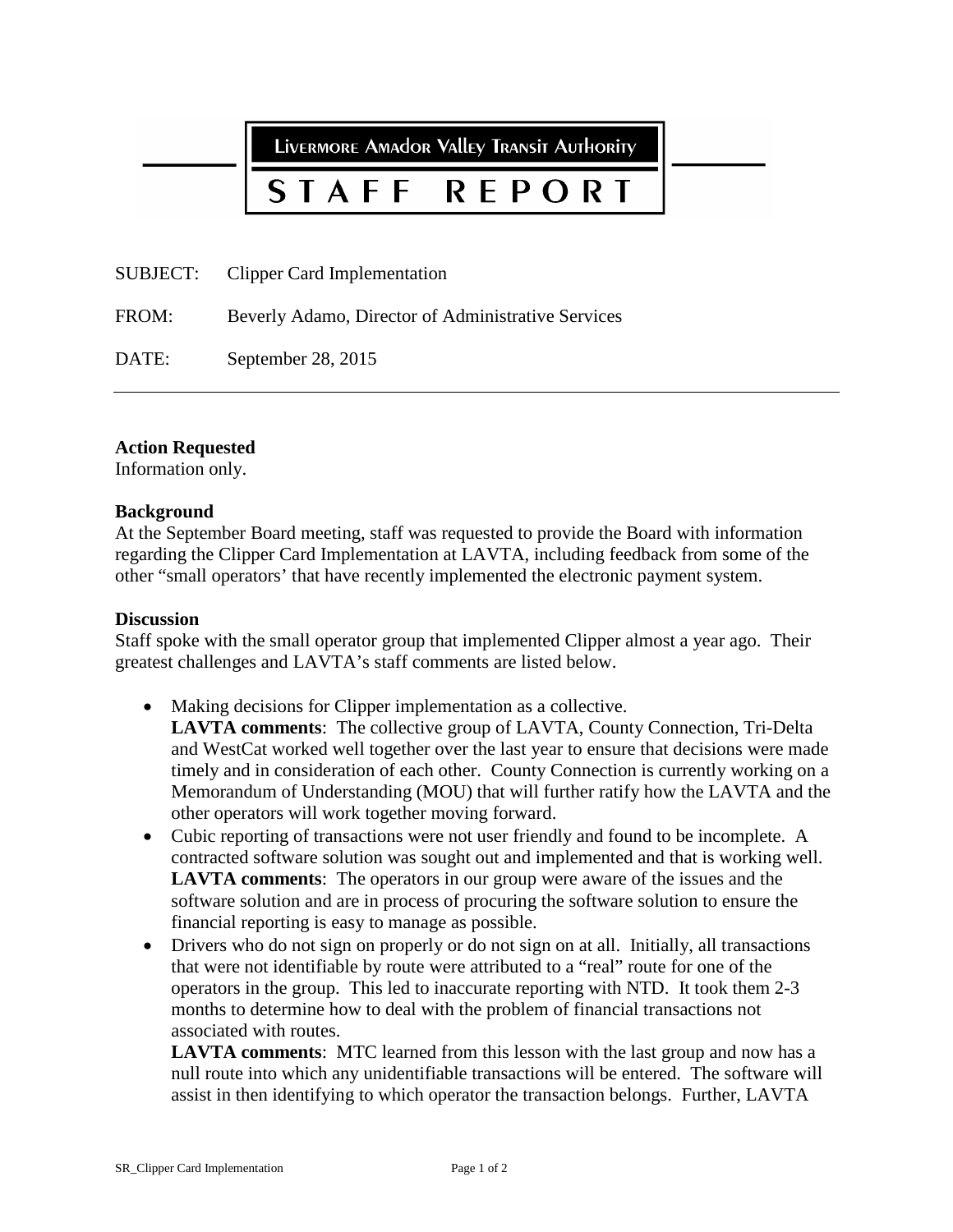# LIVERMORE AMADOR VALLEY TRANSIT AUTHORITY

# STAFF REPORT

SUBJECT: Clipper Card Implementation

FROM: Beverly Adamo, Director of Administrative Services

DATE: September 28, 2015

---

**Action Requested**
Information only.

**Background**
At the September Board meeting, staff was requested to provide the Board with information regarding the Clipper Card Implementation at LAVTA, including feedback from some of the other "small operators' that have recently implemented the electronic payment system.

**Discussion**
Staff spoke with the small operator group that implemented Clipper almost a year ago. Their greatest challenges and LAVTA's staff comments are listed below.

- Making decisions for Clipper implementation as a collective.
  **LAVTA comments**: The collective group of LAVTA, County Connection, Tri-Delta and WestCat worked well together over the last year to ensure that decisions were made timely and in consideration of each other. County Connection is currently working on a Memorandum of Understanding (MOU) that will further ratify how the LAVTA and the other operators will work together moving forward.
- Cubic reporting of transactions were not user friendly and found to be incomplete. A contracted software solution was sought out and implemented and that is working well.
  **LAVTA comments**: The operators in our group were aware of the issues and the software solution and are in process of procuring the software solution to ensure the financial reporting is easy to manage as possible.
- Drivers who do not sign on properly or do not sign on at all. Initially, all transactions that were not identifiable by route were attributed to a "real" route for one of the operators in the group. This led to inaccurate reporting with NTD. It took them 2-3 months to determine how to deal with the problem of financial transactions not associated with routes.
  **LAVTA comments**: MTC learned from this lesson with the last group and now has a null route into which any unidentifiable transactions will be entered. The software will assist in then identifying to which operator the transaction belongs. Further, LAVTA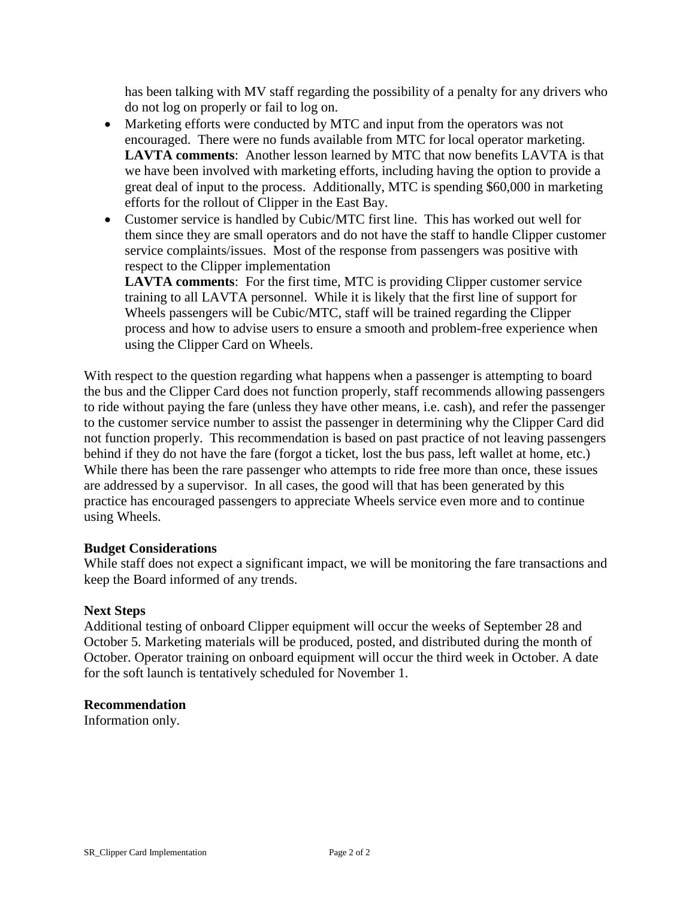has been talking with MV staff regarding the possibility of a penalty for any drivers who do not log on properly or fail to log on.

- Marketing efforts were conducted by MTC and input from the operators was not encouraged. There were no funds available from MTC for local operator marketing.
  **LAVTA comments**: Another lesson learned by MTC that now benefits LAVTA is that we have been involved with marketing efforts, including having the option to provide a great deal of input to the process. Additionally, MTC is spending $60,000 in marketing efforts for the rollout of Clipper in the East Bay.
- Customer service is handled by Cubic/MTC first line. This has worked out well for them since they are small operators and do not have the staff to handle Clipper customer service complaints/issues. Most of the response from passengers was positive with respect to the Clipper implementation
  **LAVTA comments**: For the first time, MTC is providing Clipper customer service training to all LAVTA personnel. While it is likely that the first line of support for Wheels passengers will be Cubic/MTC, staff will be trained regarding the Clipper process and how to advise users to ensure a smooth and problem-free experience when using the Clipper Card on Wheels.

With respect to the question regarding what happens when a passenger is attempting to board the bus and the Clipper Card does not function properly, staff recommends allowing passengers to ride without paying the fare (unless they have other means, i.e. cash), and refer the passenger to the customer service number to assist the passenger in determining why the Clipper Card did not function properly. This recommendation is based on past practice of not leaving passengers behind if they do not have the fare (forgot a ticket, lost the bus pass, left wallet at home, etc.) While there has been the rare passenger who attempts to ride free more than once, these issues are addressed by a supervisor. In all cases, the good will that has been generated by this practice has encouraged passengers to appreciate Wheels service even more and to continue using Wheels.

**Budget Considerations**

While staff does not expect a significant impact, we will be monitoring the fare transactions and keep the Board informed of any trends.

**Next Steps**

Additional testing of onboard Clipper equipment will occur the weeks of September 28 and October 5. Marketing materials will be produced, posted, and distributed during the month of October. Operator training on onboard equipment will occur the third week in October. A date for the soft launch is tentatively scheduled for November 1.

**Recommendation**

Information only.